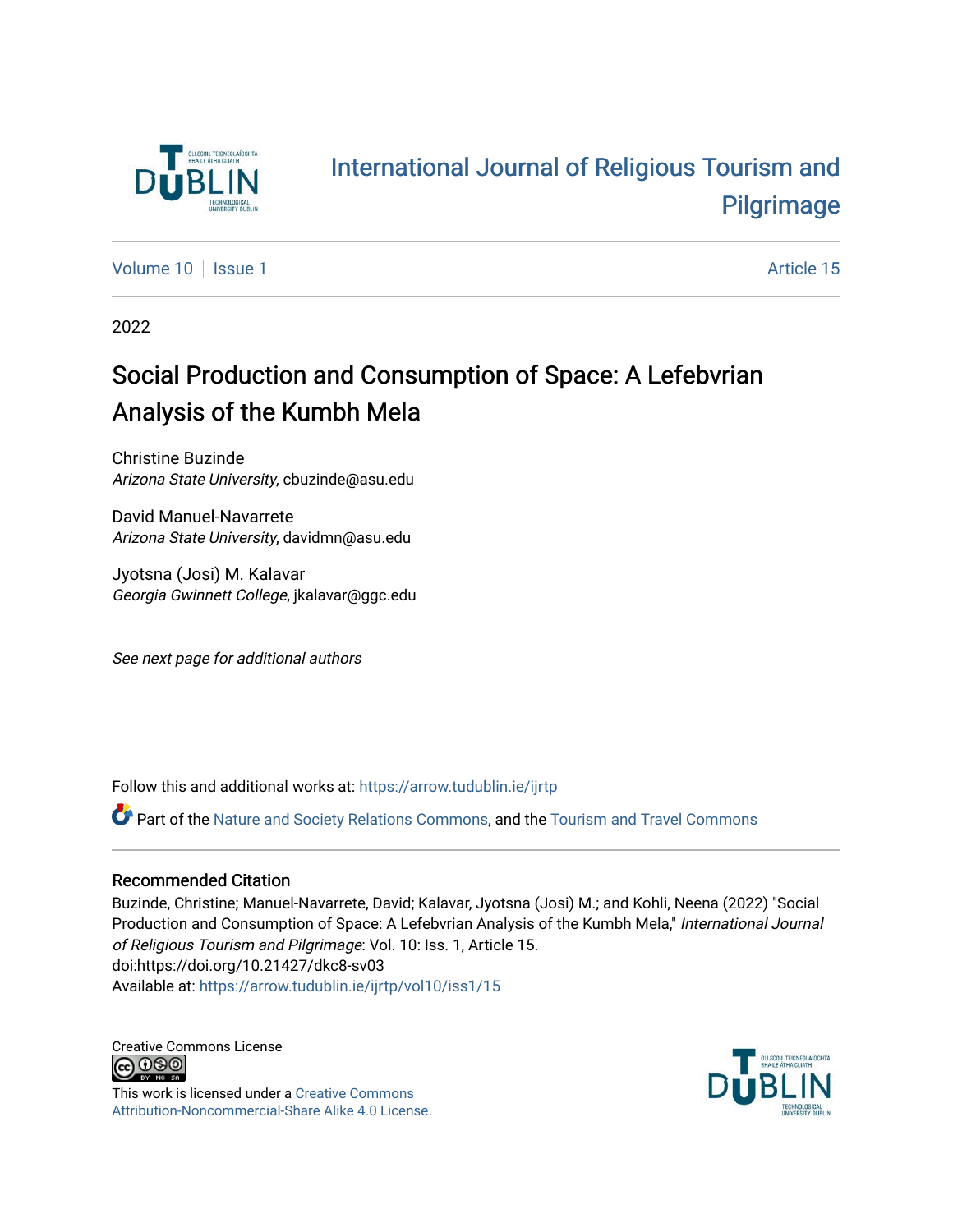# International Journal of Religious Tourism and Pilgrimage

Volume 10 | Issue 1 | Article 15

2022

## Social Production and Consumption of Space: A Lefebvrian Analysis of the Kumbh Mela

Christine Buzinde
*Arizona State University*, cbuzinde@asu.edu

David Manuel-Navarrete
*Arizona State University*, davidmn@asu.edu

Jyotsna (Josi) M. Kalavar
*Georgia Gwinnett College*, jkalavar@ggc.edu

*See next page for additional authors*

Follow this and additional works at: https://arrow.tudublin.ie/ijrtp

Part of the Nature and Society Relations Commons, and the Tourism and Travel Commons

### Recommended Citation

Buzinde, Christine; Manuel-Navarrete, David; Kalavar, Jyotsna (Josi) M.; and Kohli, Neena (2022) "Social Production and Consumption of Space: A Lefebvrian Analysis of the Kumbh Mela," *International Journal of Religious Tourism and Pilgrimage*: Vol. 10: Iss. 1, Article 15.
doi:https://doi.org/10.21427/dkc8-sv03
Available at: https://arrow.tudublin.ie/ijrtp/vol10/iss1/15

Creative Commons License

This work is licensed under a Creative Commons Attribution-Noncommercial-Share Alike 4.0 License.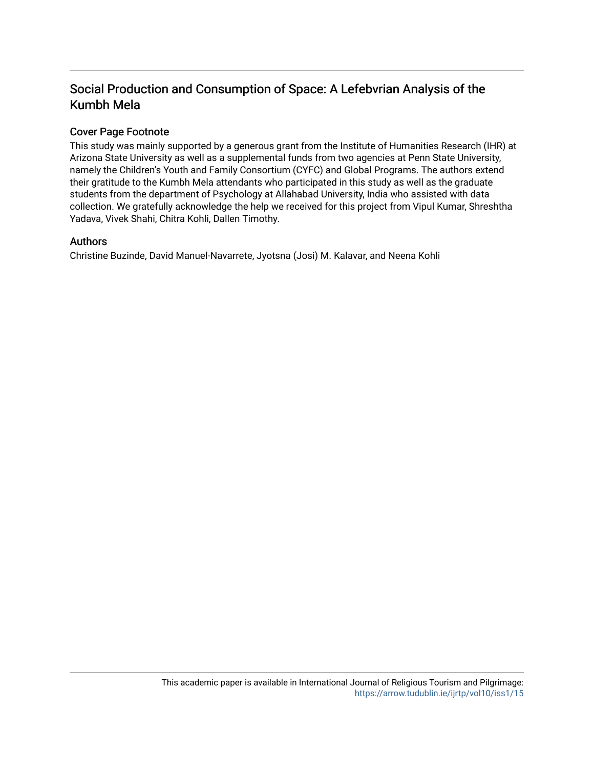# Social Production and Consumption of Space: A Lefebvrian Analysis of the Kumbh Mela

## Cover Page Footnote

This study was mainly supported by a generous grant from the Institute of Humanities Research (IHR) at Arizona State University as well as a supplemental funds from two agencies at Penn State University, namely the Children's Youth and Family Consortium (CYFC) and Global Programs. The authors extend their gratitude to the Kumbh Mela attendants who participated in this study as well as the graduate students from the department of Psychology at Allahabad University, India who assisted with data collection. We gratefully acknowledge the help we received for this project from Vipul Kumar, Shreshtha Yadava, Vivek Shahi, Chitra Kohli, Dallen Timothy.

## Authors

Christine Buzinde, David Manuel-Navarrete, Jyotsna (Josi) M. Kalavar, and Neena Kohli

This academic paper is available in International Journal of Religious Tourism and Pilgrimage: https://arrow.tudublin.ie/ijrtp/vol10/iss1/15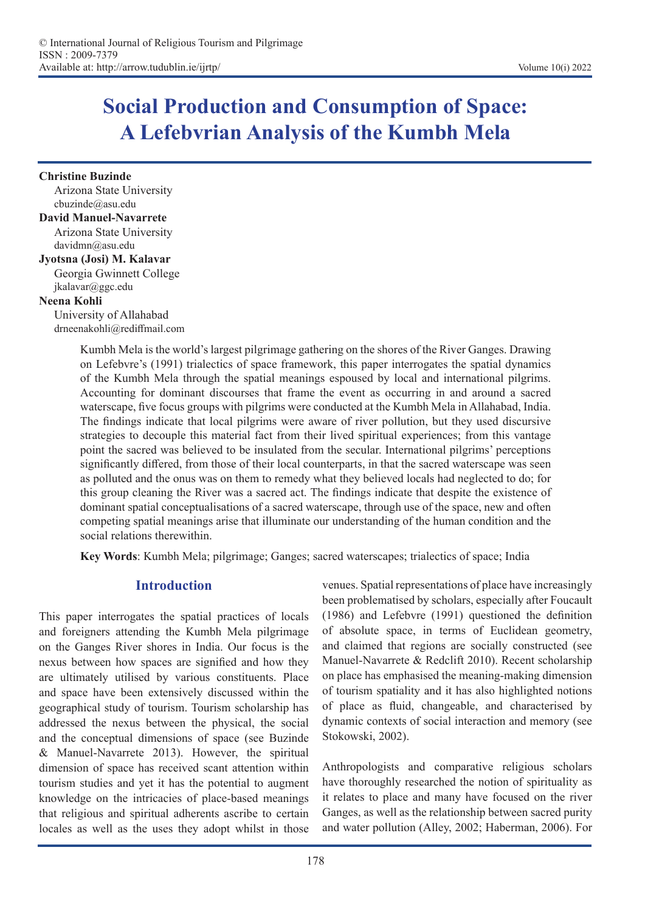# Social Production and Consumption of Space: A Lefebvrian Analysis of the Kumbh Mela

**Christine Buzinde**
Arizona State University
cbuzinde@asu.edu

**David Manuel-Navarrete**
Arizona State University
davidmn@asu.edu

**Jyotsna (Josi) M. Kalavar**
Georgia Gwinnett College
jkalavar@ggc.edu

**Neena Kohli**
University of Allahabad
drneenakohli@rediffmail.com

Kumbh Mela is the world's largest pilgrimage gathering on the shores of the River Ganges. Drawing on Lefebvre's (1991) trialectics of space framework, this paper interrogates the spatial dynamics of the Kumbh Mela through the spatial meanings espoused by local and international pilgrims. Accounting for dominant discourses that frame the event as occurring in and around a sacred waterscape, five focus groups with pilgrims were conducted at the Kumbh Mela in Allahabad, India. The findings indicate that local pilgrims were aware of river pollution, but they used discursive strategies to decouple this material fact from their lived spiritual experiences; from this vantage point the sacred was believed to be insulated from the secular. International pilgrims' perceptions significantly differed, from those of their local counterparts, in that the sacred waterscape was seen as polluted and the onus was on them to remedy what they believed locals had neglected to do; for this group cleaning the River was a sacred act. The findings indicate that despite the existence of dominant spatial conceptualisations of a sacred waterscape, through use of the space, new and often competing spatial meanings arise that illuminate our understanding of the human condition and the social relations therewithin.

**Key Words**: Kumbh Mela; pilgrimage; Ganges; sacred waterscapes; trialectics of space; India

## Introduction

This paper interrogates the spatial practices of locals and foreigners attending the Kumbh Mela pilgrimage on the Ganges River shores in India. Our focus is the nexus between how spaces are signified and how they are ultimately utilised by various constituents. Place and space have been extensively discussed within the geographical study of tourism. Tourism scholarship has addressed the nexus between the physical, the social and the conceptual dimensions of space (see Buzinde & Manuel-Navarrete 2013). However, the spiritual dimension of space has received scant attention within tourism studies and yet it has the potential to augment knowledge on the intricacies of place-based meanings that religious and spiritual adherents ascribe to certain locales as well as the uses they adopt whilst in those venues. Spatial representations of place have increasingly been problematised by scholars, especially after Foucault (1986) and Lefebvre (1991) questioned the definition of absolute space, in terms of Euclidean geometry, and claimed that regions are socially constructed (see Manuel-Navarrete & Redclift 2010). Recent scholarship on place has emphasised the meaning-making dimension of tourism spatiality and it has also highlighted notions of place as fluid, changeable, and characterised by dynamic contexts of social interaction and memory (see Stokowski, 2002).

Anthropologists and comparative religious scholars have thoroughly researched the notion of spirituality as it relates to place and many have focused on the river Ganges, as well as the relationship between sacred purity and water pollution (Alley, 2002; Haberman, 2006). For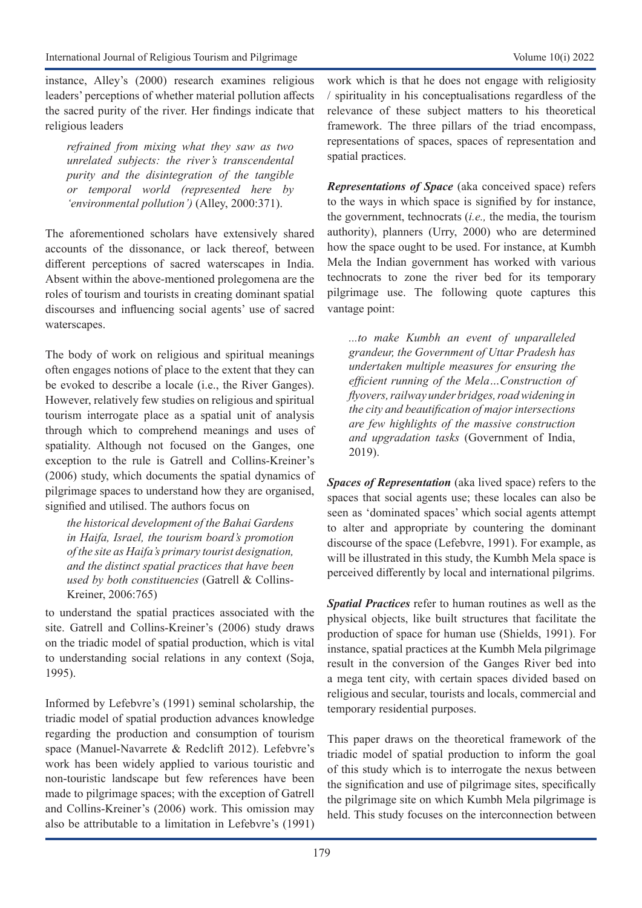instance, Alley's (2000) research examines religious leaders' perceptions of whether material pollution affects the sacred purity of the river. Her findings indicate that religious leaders

> *refrained from mixing what they saw as two unrelated subjects: the river's transcendental purity and the disintegration of the tangible or temporal world (represented here by 'environmental pollution')* (Alley, 2000:371).

The aforementioned scholars have extensively shared accounts of the dissonance, or lack thereof, between different perceptions of sacred waterscapes in India. Absent within the above-mentioned prolegomena are the roles of tourism and tourists in creating dominant spatial discourses and influencing social agents' use of sacred waterscapes.

The body of work on religious and spiritual meanings often engages notions of place to the extent that they can be evoked to describe a locale (i.e., the River Ganges). However, relatively few studies on religious and spiritual tourism interrogate place as a spatial unit of analysis through which to comprehend meanings and uses of spatiality. Although not focused on the Ganges, one exception to the rule is Gatrell and Collins-Kreiner's (2006) study, which documents the spatial dynamics of pilgrimage spaces to understand how they are organised, signified and utilised. The authors focus on

> *the historical development of the Bahai Gardens in Haifa, Israel, the tourism board's promotion of the site as Haifa's primary tourist designation, and the distinct spatial practices that have been used by both constituencies* (Gatrell & Collins-Kreiner, 2006:765)

to understand the spatial practices associated with the site. Gatrell and Collins-Kreiner's (2006) study draws on the triadic model of spatial production, which is vital to understanding social relations in any context (Soja, 1995).

Informed by Lefebvre's (1991) seminal scholarship, the triadic model of spatial production advances knowledge regarding the production and consumption of tourism space (Manuel-Navarrete & Redclift 2012). Lefebvre's work has been widely applied to various touristic and non-touristic landscape but few references have been made to pilgrimage spaces; with the exception of Gatrell and Collins-Kreiner's (2006) work. This omission may also be attributable to a limitation in Lefebvre's (1991) work which is that he does not engage with religiosity / spirituality in his conceptualisations regardless of the relevance of these subject matters to his theoretical framework. The three pillars of the triad encompass, representations of spaces, spaces of representation and spatial practices.

***Representations of Space*** (aka conceived space) refers to the ways in which space is signified by for instance, the government, technocrats (*i.e.,* the media, the tourism authority), planners (Urry, 2000) who are determined how the space ought to be used. For instance, at Kumbh Mela the Indian government has worked with various technocrats to zone the river bed for its temporary pilgrimage use. The following quote captures this vantage point:

> *...to make Kumbh an event of unparalleled grandeur, the Government of Uttar Pradesh has undertaken multiple measures for ensuring the efficient running of the Mela…Construction of flyovers, railway under bridges, road widening in the city and beautification of major intersections are few highlights of the massive construction and upgradation tasks* (Government of India, 2019).

***Spaces of Representation*** (aka lived space) refers to the spaces that social agents use; these locales can also be seen as 'dominated spaces' which social agents attempt to alter and appropriate by countering the dominant discourse of the space (Lefebvre, 1991). For example, as will be illustrated in this study, the Kumbh Mela space is perceived differently by local and international pilgrims.

***Spatial Practices*** refer to human routines as well as the physical objects, like built structures that facilitate the production of space for human use (Shields, 1991). For instance, spatial practices at the Kumbh Mela pilgrimage result in the conversion of the Ganges River bed into a mega tent city, with certain spaces divided based on religious and secular, tourists and locals, commercial and temporary residential purposes.

This paper draws on the theoretical framework of the triadic model of spatial production to inform the goal of this study which is to interrogate the nexus between the signification and use of pilgrimage sites, specifically the pilgrimage site on which Kumbh Mela pilgrimage is held. This study focuses on the interconnection between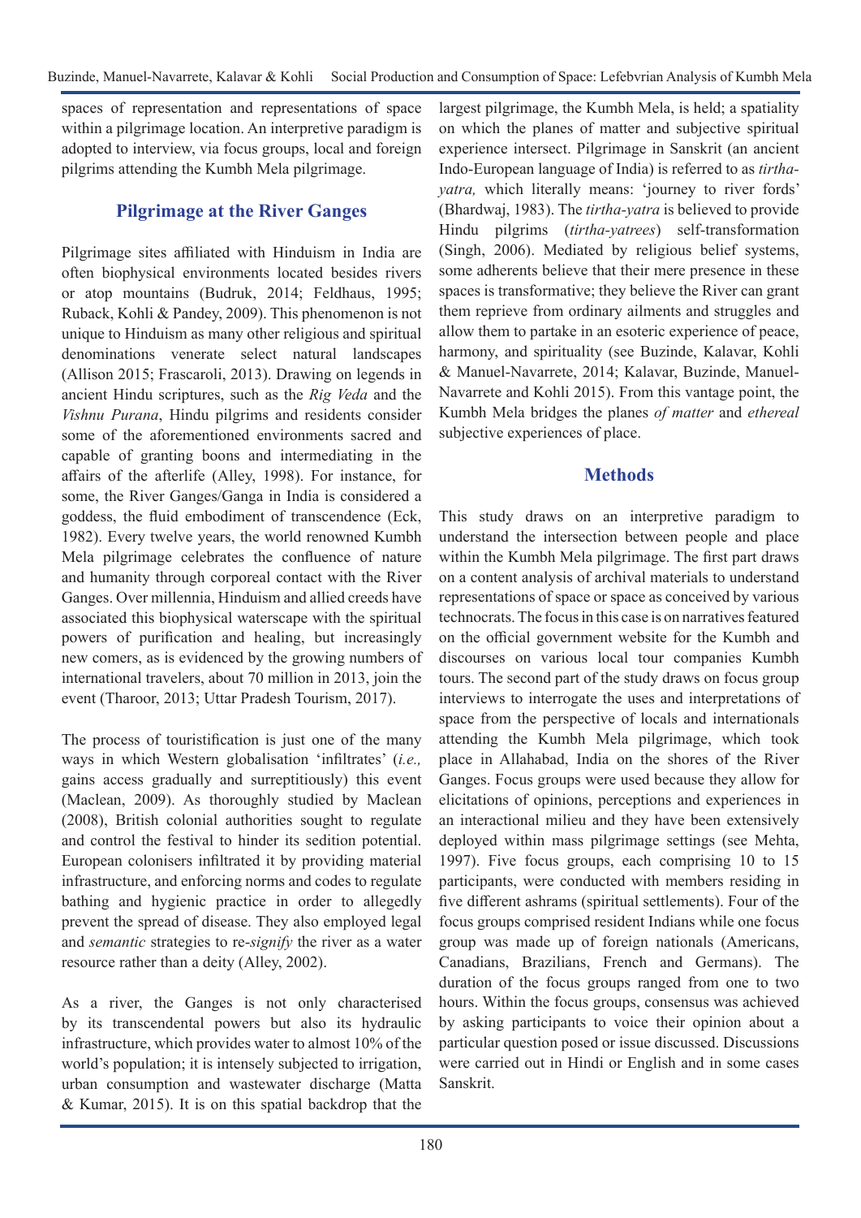spaces of representation and representations of space within a pilgrimage location. An interpretive paradigm is adopted to interview, via focus groups, local and foreign pilgrims attending the Kumbh Mela pilgrimage.

## Pilgrimage at the River Ganges

Pilgrimage sites affiliated with Hinduism in India are often biophysical environments located besides rivers or atop mountains (Budruk, 2014; Feldhaus, 1995; Ruback, Kohli & Pandey, 2009). This phenomenon is not unique to Hinduism as many other religious and spiritual denominations venerate select natural landscapes (Allison 2015; Frascaroli, 2013). Drawing on legends in ancient Hindu scriptures, such as the *Rig Veda* and the *Vishnu Purana*, Hindu pilgrims and residents consider some of the aforementioned environments sacred and capable of granting boons and intermediating in the affairs of the afterlife (Alley, 1998). For instance, for some, the River Ganges/Ganga in India is considered a goddess, the fluid embodiment of transcendence (Eck, 1982). Every twelve years, the world renowned Kumbh Mela pilgrimage celebrates the confluence of nature and humanity through corporeal contact with the River Ganges. Over millennia, Hinduism and allied creeds have associated this biophysical waterscape with the spiritual powers of purification and healing, but increasingly new comers, as is evidenced by the growing numbers of international travelers, about 70 million in 2013, join the event (Tharoor, 2013; Uttar Pradesh Tourism, 2017).

The process of touristification is just one of the many ways in which Western globalisation 'infiltrates' (*i.e.,* gains access gradually and surreptitiously) this event (Maclean, 2009). As thoroughly studied by Maclean (2008), British colonial authorities sought to regulate and control the festival to hinder its sedition potential. European colonisers infiltrated it by providing material infrastructure, and enforcing norms and codes to regulate bathing and hygienic practice in order to allegedly prevent the spread of disease. They also employed legal and *semantic* strategies to re-*signify* the river as a water resource rather than a deity (Alley, 2002).

As a river, the Ganges is not only characterised by its transcendental powers but also its hydraulic infrastructure, which provides water to almost 10% of the world's population; it is intensely subjected to irrigation, urban consumption and wastewater discharge (Matta & Kumar, 2015). It is on this spatial backdrop that the largest pilgrimage, the Kumbh Mela, is held; a spatiality on which the planes of matter and subjective spiritual experience intersect. Pilgrimage in Sanskrit (an ancient Indo-European language of India) is referred to as *tirtha-yatra,* which literally means: 'journey to river fords' (Bhardwaj, 1983). The *tirtha-yatra* is believed to provide Hindu pilgrims (*tirtha-yatrees*) self-transformation (Singh, 2006). Mediated by religious belief systems, some adherents believe that their mere presence in these spaces is transformative; they believe the River can grant them reprieve from ordinary ailments and struggles and allow them to partake in an esoteric experience of peace, harmony, and spirituality (see Buzinde, Kalavar, Kohli & Manuel-Navarrete, 2014; Kalavar, Buzinde, Manuel-Navarrete and Kohli 2015). From this vantage point, the Kumbh Mela bridges the planes *of matter* and *ethereal* subjective experiences of place.

## Methods

This study draws on an interpretive paradigm to understand the intersection between people and place within the Kumbh Mela pilgrimage. The first part draws on a content analysis of archival materials to understand representations of space or space as conceived by various technocrats. The focus in this case is on narratives featured on the official government website for the Kumbh and discourses on various local tour companies Kumbh tours. The second part of the study draws on focus group interviews to interrogate the uses and interpretations of space from the perspective of locals and internationals attending the Kumbh Mela pilgrimage, which took place in Allahabad, India on the shores of the River Ganges. Focus groups were used because they allow for elicitations of opinions, perceptions and experiences in an interactional milieu and they have been extensively deployed within mass pilgrimage settings (see Mehta, 1997). Five focus groups, each comprising 10 to 15 participants, were conducted with members residing in five different ashrams (spiritual settlements). Four of the focus groups comprised resident Indians while one focus group was made up of foreign nationals (Americans, Canadians, Brazilians, French and Germans). The duration of the focus groups ranged from one to two hours. Within the focus groups, consensus was achieved by asking participants to voice their opinion about a particular question posed or issue discussed. Discussions were carried out in Hindi or English and in some cases Sanskrit.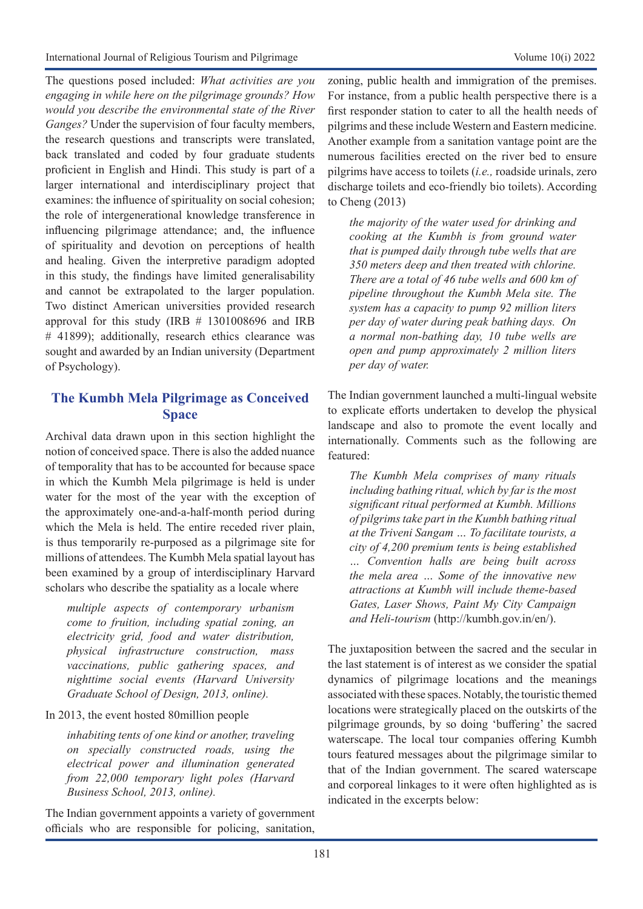The questions posed included: *What activities are you engaging in while here on the pilgrimage grounds? How would you describe the environmental state of the River Ganges?* Under the supervision of four faculty members, the research questions and transcripts were translated, back translated and coded by four graduate students proficient in English and Hindi. This study is part of a larger international and interdisciplinary project that examines: the influence of spirituality on social cohesion; the role of intergenerational knowledge transference in influencing pilgrimage attendance; and, the influence of spirituality and devotion on perceptions of health and healing. Given the interpretive paradigm adopted in this study, the findings have limited generalisability and cannot be extrapolated to the larger population. Two distinct American universities provided research approval for this study (IRB # 1301008696 and IRB # 41899); additionally, research ethics clearance was sought and awarded by an Indian university (Department of Psychology).

## The Kumbh Mela Pilgrimage as Conceived Space

Archival data drawn upon in this section highlight the notion of conceived space. There is also the added nuance of temporality that has to be accounted for because space in which the Kumbh Mela pilgrimage is held is under water for the most of the year with the exception of the approximately one-and-a-half-month period during which the Mela is held. The entire receded river plain, is thus temporarily re-purposed as a pilgrimage site for millions of attendees. The Kumbh Mela spatial layout has been examined by a group of interdisciplinary Harvard scholars who describe the spatiality as a locale where

> *multiple aspects of contemporary urbanism come to fruition, including spatial zoning, an electricity grid, food and water distribution, physical infrastructure construction, mass vaccinations, public gathering spaces, and nighttime social events (Harvard University Graduate School of Design, 2013, online).*

In 2013, the event hosted 80million people

> *inhabiting tents of one kind or another, traveling on specially constructed roads, using the electrical power and illumination generated from 22,000 temporary light poles (Harvard Business School, 2013, online).*

The Indian government appoints a variety of government officials who are responsible for policing, sanitation, zoning, public health and immigration of the premises. For instance, from a public health perspective there is a first responder station to cater to all the health needs of pilgrims and these include Western and Eastern medicine. Another example from a sanitation vantage point are the numerous facilities erected on the river bed to ensure pilgrims have access to toilets (*i.e.,* roadside urinals, zero discharge toilets and eco-friendly bio toilets). According to Cheng (2013)

> *the majority of the water used for drinking and cooking at the Kumbh is from ground water that is pumped daily through tube wells that are 350 meters deep and then treated with chlorine. There are a total of 46 tube wells and 600 km of pipeline throughout the Kumbh Mela site. The system has a capacity to pump 92 million liters per day of water during peak bathing days. On a normal non-bathing day, 10 tube wells are open and pump approximately 2 million liters per day of water.*

The Indian government launched a multi-lingual website to explicate efforts undertaken to develop the physical landscape and also to promote the event locally and internationally. Comments such as the following are featured:

> *The Kumbh Mela comprises of many rituals including bathing ritual, which by far is the most significant ritual performed at Kumbh. Millions of pilgrims take part in the Kumbh bathing ritual at the Triveni Sangam … To facilitate tourists, a city of 4,200 premium tents is being established … Convention halls are being built across the mela area … Some of the innovative new attractions at Kumbh will include theme-based Gates, Laser Shows, Paint My City Campaign and Heli-tourism* (http://kumbh.gov.in/en/).

The juxtaposition between the sacred and the secular in the last statement is of interest as we consider the spatial dynamics of pilgrimage locations and the meanings associated with these spaces. Notably, the touristic themed locations were strategically placed on the outskirts of the pilgrimage grounds, by so doing 'buffering' the sacred waterscape. The local tour companies offering Kumbh tours featured messages about the pilgrimage similar to that of the Indian government. The scared waterscape and corporeal linkages to it were often highlighted as is indicated in the excerpts below: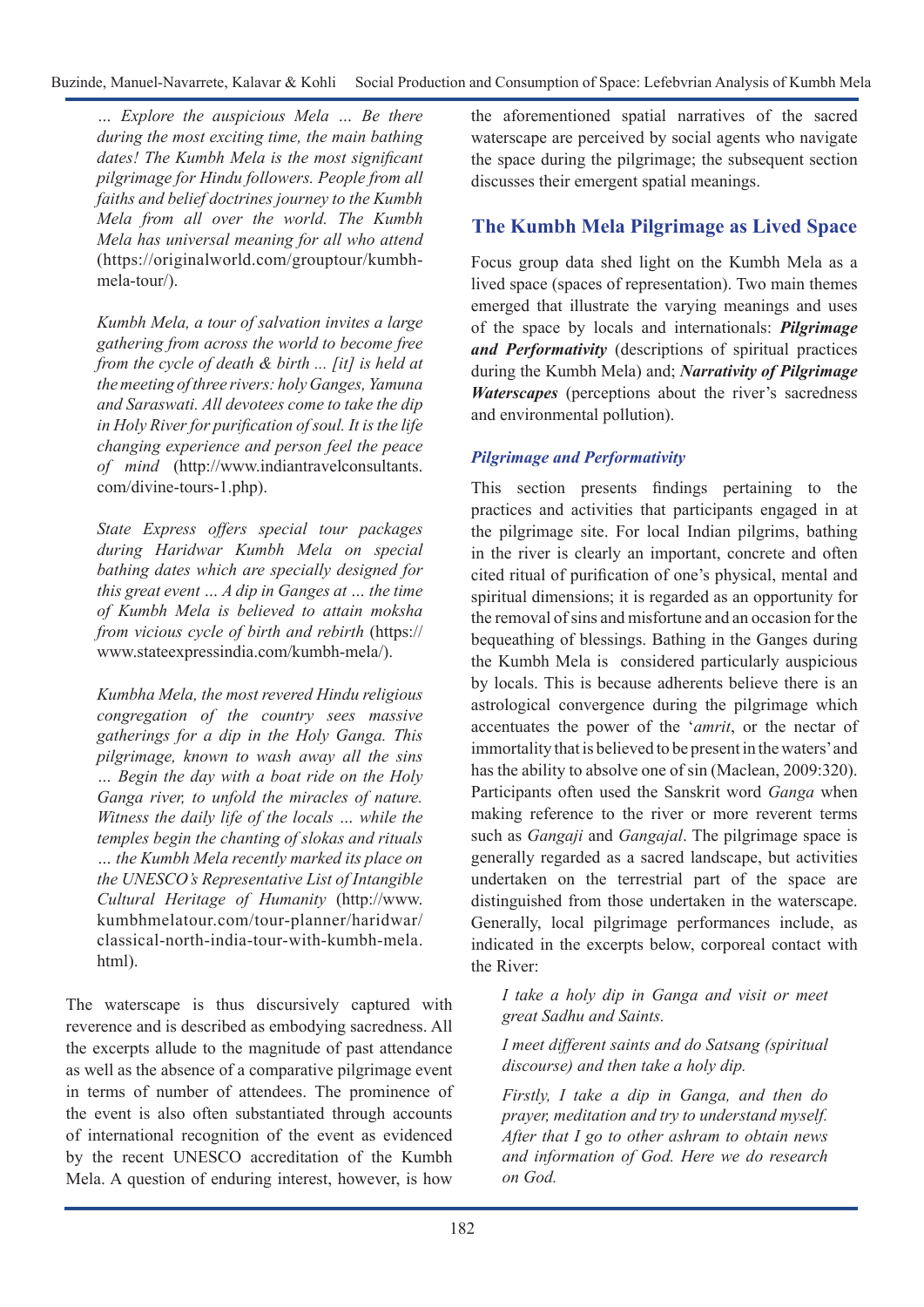*... Explore the auspicious Mela ... Be there during the most exciting time, the main bathing dates! The Kumbh Mela is the most significant pilgrimage for Hindu followers. People from all faiths and belief doctrines journey to the Kumbh Mela from all over the world. The Kumbh Mela has universal meaning for all who attend* (https://originalworld.com/grouptour/kumbh-mela-tour/).

*Kumbh Mela, a tour of salvation invites a large gathering from across the world to become free from the cycle of death & birth ... [it] is held at the meeting of three rivers: holy Ganges, Yamuna and Saraswati. All devotees come to take the dip in Holy River for purification of soul. It is the life changing experience and person feel the peace of mind* (http://www.indiantravelconsultants.com/divine-tours-1.php).

*State Express offers special tour packages during Haridwar Kumbh Mela on special bathing dates which are specially designed for this great event ... A dip in Ganges at ... the time of Kumbh Mela is believed to attain moksha from vicious cycle of birth and rebirth* (https://www.stateexpressindia.com/kumbh-mela/).

*Kumbha Mela, the most revered Hindu religious congregation of the country sees massive gatherings for a dip in the Holy Ganga. This pilgrimage, known to wash away all the sins ... Begin the day with a boat ride on the Holy Ganga river, to unfold the miracles of nature. Witness the daily life of the locals ... while the temples begin the chanting of slokas and rituals ... the Kumbh Mela recently marked its place on the UNESCO's Representative List of Intangible Cultural Heritage of Humanity* (http://www.kumbhmelatour.com/tour-planner/haridwar/classical-north-india-tour-with-kumbh-mela.html).

The waterscape is thus discursively captured with reverence and is described as embodying sacredness. All the excerpts allude to the magnitude of past attendance as well as the absence of a comparative pilgrimage event in terms of number of attendees. The prominence of the event is also often substantiated through accounts of international recognition of the event as evidenced by the recent UNESCO accreditation of the Kumbh Mela. A question of enduring interest, however, is how the aforementioned spatial narratives of the sacred waterscape are perceived by social agents who navigate the space during the pilgrimage; the subsequent section discusses their emergent spatial meanings.

## The Kumbh Mela Pilgrimage as Lived Space

Focus group data shed light on the Kumbh Mela as a lived space (spaces of representation). Two main themes emerged that illustrate the varying meanings and uses of the space by locals and internationals: ***Pilgrimage and Performativity*** (descriptions of spiritual practices during the Kumbh Mela) and; ***Narrativity of Pilgrimage Waterscapes*** (perceptions about the river's sacredness and environmental pollution).

### *Pilgrimage and Performativity*

This section presents findings pertaining to the practices and activities that participants engaged in at the pilgrimage site. For local Indian pilgrims, bathing in the river is clearly an important, concrete and often cited ritual of purification of one's physical, mental and spiritual dimensions; it is regarded as an opportunity for the removal of sins and misfortune and an occasion for the bequeathing of blessings. Bathing in the Ganges during the Kumbh Mela is considered particularly auspicious by locals. This is because adherents believe there is an astrological convergence during the pilgrimage which accentuates the power of the '*amrit*, or the nectar of immortality that is believed to be present in the waters' and has the ability to absolve one of sin (Maclean, 2009:320). Participants often used the Sanskrit word *Ganga* when making reference to the river or more reverent terms such as *Gangaji* and *Gangajal*. The pilgrimage space is generally regarded as a sacred landscape, but activities undertaken on the terrestrial part of the space are distinguished from those undertaken in the waterscape. Generally, local pilgrimage performances include, as indicated in the excerpts below, corporeal contact with the River:

> *I take a holy dip in Ganga and visit or meet great Sadhu and Saints.*
>
> *I meet different saints and do Satsang (spiritual discourse) and then take a holy dip.*
>
> *Firstly, I take a dip in Ganga, and then do prayer, meditation and try to understand myself. After that I go to other ashram to obtain news and information of God. Here we do research on God.*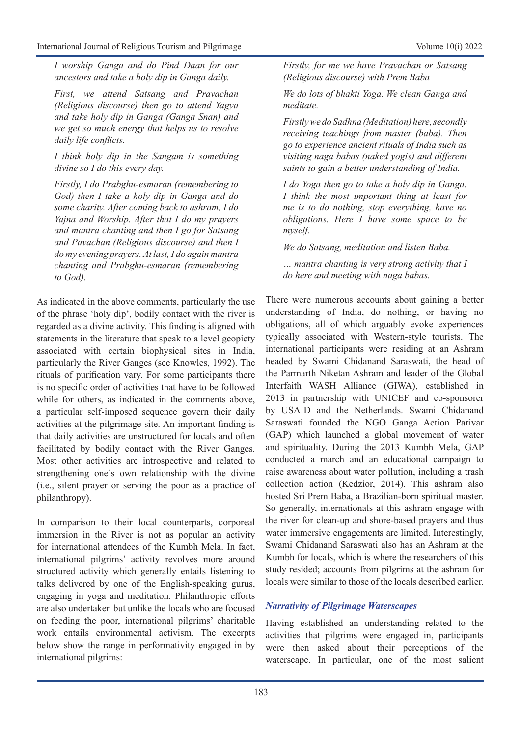*I worship Ganga and do Pind Daan for our ancestors and take a holy dip in Ganga daily.*

*First, we attend Satsang and Pravachan (Religious discourse) then go to attend Yagya and take holy dip in Ganga (Ganga Snan) and we get so much energy that helps us to resolve daily life conflicts.*

*I think holy dip in the Sangam is something divine so I do this every day.*

*Firstly, I do Prabghu-esmaran (remembering to God) then I take a holy dip in Ganga and do some charity. After coming back to ashram, I do Yajna and Worship. After that I do my prayers and mantra chanting and then I go for Satsang and Pavachan (Religious discourse) and then I do my evening prayers. At last, I do again mantra chanting and Prabghu-esmaran (remembering to God).*

As indicated in the above comments, particularly the use of the phrase 'holy dip', bodily contact with the river is regarded as a divine activity. This finding is aligned with statements in the literature that speak to a level geopiety associated with certain biophysical sites in India, particularly the River Ganges (see Knowles, 1992). The rituals of purification vary. For some participants there is no specific order of activities that have to be followed while for others, as indicated in the comments above, a particular self-imposed sequence govern their daily activities at the pilgrimage site. An important finding is that daily activities are unstructured for locals and often facilitated by bodily contact with the River Ganges. Most other activities are introspective and related to strengthening one's own relationship with the divine (i.e., silent prayer or serving the poor as a practice of philanthropy).

In comparison to their local counterparts, corporeal immersion in the River is not as popular an activity for international attendees of the Kumbh Mela. In fact, international pilgrims' activity revolves more around structured activity which generally entails listening to talks delivered by one of the English-speaking gurus, engaging in yoga and meditation. Philanthropic efforts are also undertaken but unlike the locals who are focused on feeding the poor, international pilgrims' charitable work entails environmental activism. The excerpts below show the range in performativity engaged in by international pilgrims:

*Firstly, for me we have Pravachan or Satsang (Religious discourse) with Prem Baba*

*We do lots of bhakti Yoga. We clean Ganga and meditate.*

*Firstly we do Sadhna (Meditation) here, secondly receiving teachings from master (baba). Then go to experience ancient rituals of India such as visiting naga babas (naked yogis) and different saints to gain a better understanding of India.*

*I do Yoga then go to take a holy dip in Ganga. I think the most important thing at least for me is to do nothing, stop everything, have no obligations. Here I have some space to be myself.*

*We do Satsang, meditation and listen Baba.*

*… mantra chanting is very strong activity that I do here and meeting with naga babas.*

There were numerous accounts about gaining a better understanding of India, do nothing, or having no obligations, all of which arguably evoke experiences typically associated with Western-style tourists. The international participants were residing at an Ashram headed by Swami Chidanand Saraswati, the head of the Parmarth Niketan Ashram and leader of the Global Interfaith WASH Alliance (GIWA), established in 2013 in partnership with UNICEF and co-sponsorer by USAID and the Netherlands. Swami Chidanand Saraswati founded the NGO Ganga Action Parivar (GAP) which launched a global movement of water and spirituality. During the 2013 Kumbh Mela, GAP conducted a march and an educational campaign to raise awareness about water pollution, including a trash collection action (Kedzior, 2014). This ashram also hosted Sri Prem Baba, a Brazilian-born spiritual master. So generally, internationals at this ashram engage with the river for clean-up and shore-based prayers and thus water immersive engagements are limited. Interestingly, Swami Chidanand Saraswati also has an Ashram at the Kumbh for locals, which is where the researchers of this study resided; accounts from pilgrims at the ashram for locals were similar to those of the locals described earlier.

### *Narrativity of Pilgrimage Waterscapes*

Having established an understanding related to the activities that pilgrims were engaged in, participants were then asked about their perceptions of the waterscape. In particular, one of the most salient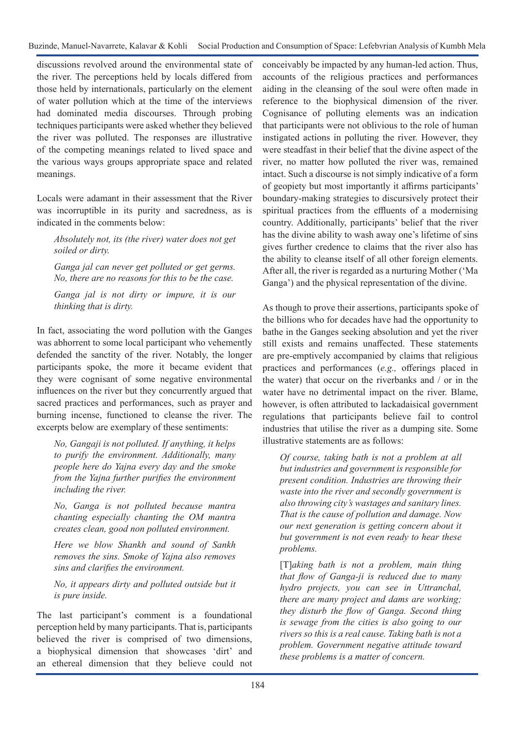discussions revolved around the environmental state of the river. The perceptions held by locals differed from those held by internationals, particularly on the element of water pollution which at the time of the interviews had dominated media discourses. Through probing techniques participants were asked whether they believed the river was polluted. The responses are illustrative of the competing meanings related to lived space and the various ways groups appropriate space and related meanings.

Locals were adamant in their assessment that the River was incorruptible in its purity and sacredness, as is indicated in the comments below:

> *Absolutely not, its (the river) water does not get soiled or dirty.*
>
> *Ganga jal can never get polluted or get germs. No, there are no reasons for this to be the case.*
>
> *Ganga jal is not dirty or impure, it is our thinking that is dirty.*

In fact, associating the word pollution with the Ganges was abhorrent to some local participant who vehemently defended the sanctity of the river. Notably, the longer participants spoke, the more it became evident that they were cognisant of some negative environmental influences on the river but they concurrently argued that sacred practices and performances, such as prayer and burning incense, functioned to cleanse the river. The excerpts below are exemplary of these sentiments:

> *No, Gangaji is not polluted. If anything, it helps to purify the environment. Additionally, many people here do Yajna every day and the smoke from the Yajna further purifies the environment including the river.*
>
> *No, Ganga is not polluted because mantra chanting especially chanting the OM mantra creates clean, good non polluted environment.*
>
> *Here we blow Shankh and sound of Sankh removes the sins. Smoke of Yajna also removes sins and clarifies the environment.*
>
> *No, it appears dirty and polluted outside but it is pure inside.*

The last participant's comment is a foundational perception held by many participants. That is, participants believed the river is comprised of two dimensions, a biophysical dimension that showcases 'dirt' and an ethereal dimension that they believe could not conceivably be impacted by any human-led action. Thus, accounts of the religious practices and performances aiding in the cleansing of the soul were often made in reference to the biophysical dimension of the river. Cognisance of polluting elements was an indication that participants were not oblivious to the role of human instigated actions in polluting the river. However, they were steadfast in their belief that the divine aspect of the river, no matter how polluted the river was, remained intact. Such a discourse is not simply indicative of a form of geopiety but most importantly it affirms participants' boundary-making strategies to discursively protect their spiritual practices from the effluents of a modernising country. Additionally, participants' belief that the river has the divine ability to wash away one's lifetime of sins gives further credence to claims that the river also has the ability to cleanse itself of all other foreign elements. After all, the river is regarded as a nurturing Mother ('Ma Ganga') and the physical representation of the divine.

As though to prove their assertions, participants spoke of the billions who for decades have had the opportunity to bathe in the Ganges seeking absolution and yet the river still exists and remains unaffected. These statements are pre-emptively accompanied by claims that religious practices and performances (*e.g.,* offerings placed in the water) that occur on the riverbanks and / or in the water have no detrimental impact on the river. Blame, however, is often attributed to lackadaisical government regulations that participants believe fail to control industries that utilise the river as a dumping site. Some illustrative statements are as follows:

> *Of course, taking bath is not a problem at all but industries and government is responsible for present condition. Industries are throwing their waste into the river and secondly government is also throwing city's wastages and sanitary lines. That is the cause of pollution and damage. Now our next generation is getting concern about it but government is not even ready to hear these problems.*
>
> [T]*aking bath is not a problem, main thing that flow of Ganga-ji is reduced due to many hydro projects, you can see in Uttranchal, there are many project and dams are working; they disturb the flow of Ganga. Second thing is sewage from the cities is also going to our rivers so this is a real cause. Taking bath is not a problem. Government negative attitude toward these problems is a matter of concern.*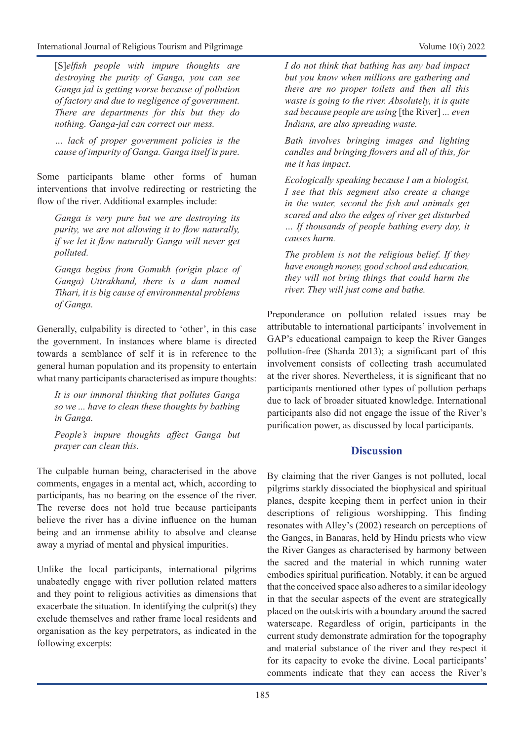[S]*elfish people with impure thoughts are destroying the purity of Ganga, you can see Ganga jal is getting worse because of pollution of factory and due to negligence of government. There are departments for this but they do nothing. Ganga-jal can correct our mess.*

> *… lack of proper government policies is the cause of impurity of Ganga. Ganga itself is pure.*

Some participants blame other forms of human interventions that involve redirecting or restricting the flow of the river. Additional examples include:

> *Ganga is very pure but we are destroying its purity, we are not allowing it to flow naturally, if we let it flow naturally Ganga will never get polluted.*

> *Ganga begins from Gomukh (origin place of Ganga) Uttrakhand, there is a dam named Tihari, it is big cause of environmental problems of Ganga.*

Generally, culpability is directed to 'other', in this case the government. In instances where blame is directed towards a semblance of self it is in reference to the general human population and its propensity to entertain what many participants characterised as impure thoughts:

> *It is our immoral thinking that pollutes Ganga so we ... have to clean these thoughts by bathing in Ganga.*

> *People's impure thoughts affect Ganga but prayer can clean this.*

The culpable human being, characterised in the above comments, engages in a mental act, which, according to participants, has no bearing on the essence of the river. The reverse does not hold true because participants believe the river has a divine influence on the human being and an immense ability to absolve and cleanse away a myriad of mental and physical impurities.

Unlike the local participants, international pilgrims unabatedly engage with river pollution related matters and they point to religious activities as dimensions that exacerbate the situation. In identifying the culprit(s) they exclude themselves and rather frame local residents and organisation as the key perpetrators, as indicated in the following excerpts:

> *I do not think that bathing has any bad impact but you know when millions are gathering and there are no proper toilets and then all this waste is going to the river. Absolutely, it is quite sad because people are using* [the River] *... even Indians, are also spreading waste.*

> *Bath involves bringing images and lighting candles and bringing flowers and all of this, for me it has impact.*

> *Ecologically speaking because I am a biologist, I see that this segment also create a change in the water, second the fish and animals get scared and also the edges of river get disturbed … If thousands of people bathing every day, it causes harm.*

> *The problem is not the religious belief. If they have enough money, good school and education, they will not bring things that could harm the river. They will just come and bathe.*

Preponderance on pollution related issues may be attributable to international participants' involvement in GAP's educational campaign to keep the River Ganges pollution-free (Sharda 2013); a significant part of this involvement consists of collecting trash accumulated at the river shores. Nevertheless, it is significant that no participants mentioned other types of pollution perhaps due to lack of broader situated knowledge. International participants also did not engage the issue of the River's purification power, as discussed by local participants.

## Discussion

By claiming that the river Ganges is not polluted, local pilgrims starkly dissociated the biophysical and spiritual planes, despite keeping them in perfect union in their descriptions of religious worshipping. This finding resonates with Alley's (2002) research on perceptions of the Ganges, in Banaras, held by Hindu priests who view the River Ganges as characterised by harmony between the sacred and the material in which running water embodies spiritual purification. Notably, it can be argued that the conceived space also adheres to a similar ideology in that the secular aspects of the event are strategically placed on the outskirts with a boundary around the sacred waterscape. Regardless of origin, participants in the current study demonstrate admiration for the topography and material substance of the river and they respect it for its capacity to evoke the divine. Local participants' comments indicate that they can access the River's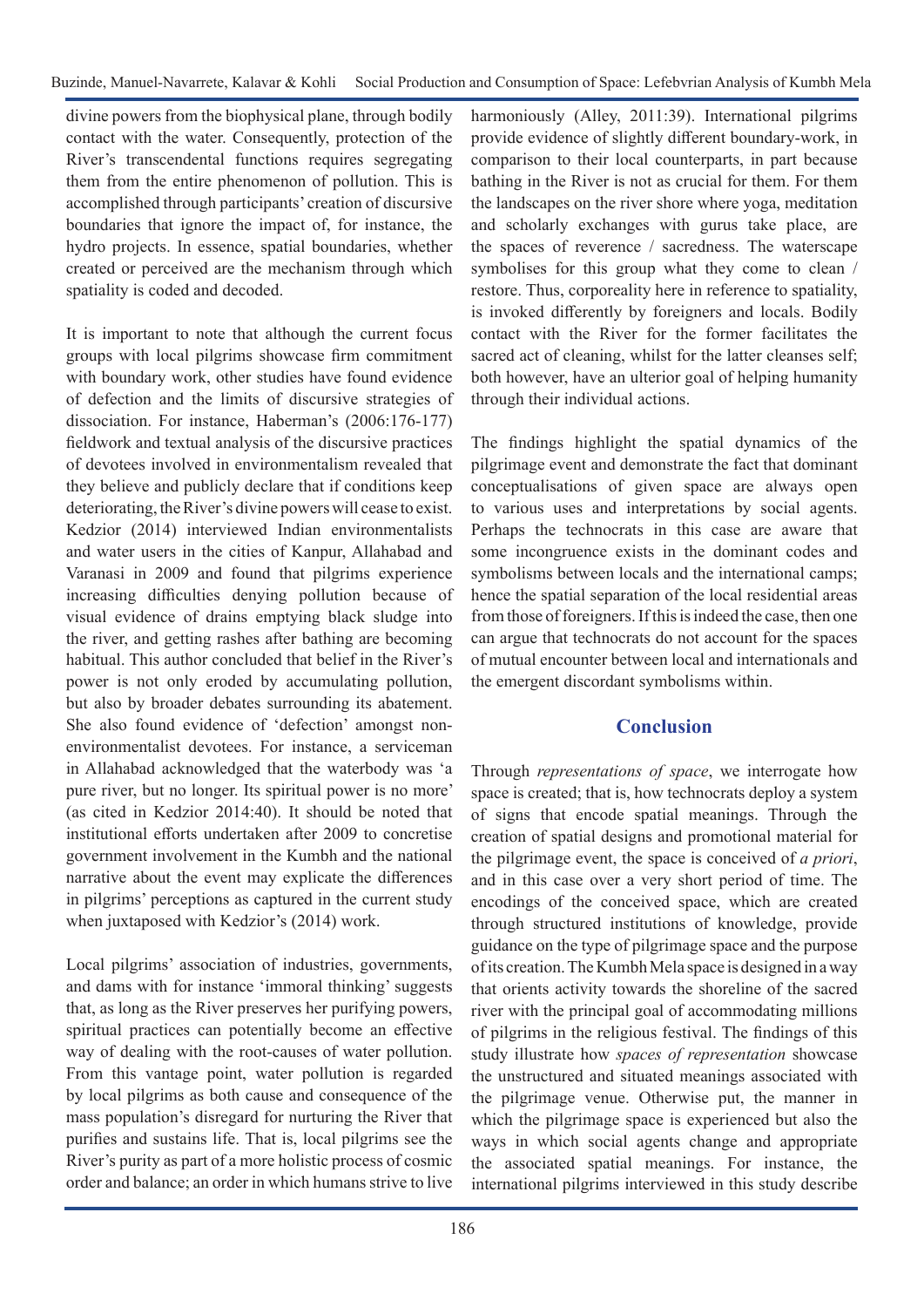divine powers from the biophysical plane, through bodily contact with the water. Consequently, protection of the River's transcendental functions requires segregating them from the entire phenomenon of pollution. This is accomplished through participants' creation of discursive boundaries that ignore the impact of, for instance, the hydro projects. In essence, spatial boundaries, whether created or perceived are the mechanism through which spatiality is coded and decoded.

It is important to note that although the current focus groups with local pilgrims showcase firm commitment with boundary work, other studies have found evidence of defection and the limits of discursive strategies of dissociation. For instance, Haberman's (2006:176-177) fieldwork and textual analysis of the discursive practices of devotees involved in environmentalism revealed that they believe and publicly declare that if conditions keep deteriorating, the River's divine powers will cease to exist. Kedzior (2014) interviewed Indian environmentalists and water users in the cities of Kanpur, Allahabad and Varanasi in 2009 and found that pilgrims experience increasing difficulties denying pollution because of visual evidence of drains emptying black sludge into the river, and getting rashes after bathing are becoming habitual. This author concluded that belief in the River's power is not only eroded by accumulating pollution, but also by broader debates surrounding its abatement. She also found evidence of 'defection' amongst non-environmentalist devotees. For instance, a serviceman in Allahabad acknowledged that the waterbody was 'a pure river, but no longer. Its spiritual power is no more' (as cited in Kedzior 2014:40). It should be noted that institutional efforts undertaken after 2009 to concretise government involvement in the Kumbh and the national narrative about the event may explicate the differences in pilgrims' perceptions as captured in the current study when juxtaposed with Kedzior's (2014) work.

Local pilgrims' association of industries, governments, and dams with for instance 'immoral thinking' suggests that, as long as the River preserves her purifying powers, spiritual practices can potentially become an effective way of dealing with the root-causes of water pollution. From this vantage point, water pollution is regarded by local pilgrims as both cause and consequence of the mass population's disregard for nurturing the River that purifies and sustains life. That is, local pilgrims see the River's purity as part of a more holistic process of cosmic order and balance; an order in which humans strive to live harmoniously (Alley, 2011:39). International pilgrims provide evidence of slightly different boundary-work, in comparison to their local counterparts, in part because bathing in the River is not as crucial for them. For them the landscapes on the river shore where yoga, meditation and scholarly exchanges with gurus take place, are the spaces of reverence / sacredness. The waterscape symbolises for this group what they come to clean / restore. Thus, corporeality here in reference to spatiality, is invoked differently by foreigners and locals. Bodily contact with the River for the former facilitates the sacred act of cleaning, whilst for the latter cleanses self; both however, have an ulterior goal of helping humanity through their individual actions.

The findings highlight the spatial dynamics of the pilgrimage event and demonstrate the fact that dominant conceptualisations of given space are always open to various uses and interpretations by social agents. Perhaps the technocrats in this case are aware that some incongruence exists in the dominant codes and symbolisms between locals and the international camps; hence the spatial separation of the local residential areas from those of foreigners. If this is indeed the case, then one can argue that technocrats do not account for the spaces of mutual encounter between local and internationals and the emergent discordant symbolisms within.

## Conclusion

Through *representations of space*, we interrogate how space is created; that is, how technocrats deploy a system of signs that encode spatial meanings. Through the creation of spatial designs and promotional material for the pilgrimage event, the space is conceived of *a priori*, and in this case over a very short period of time. The encodings of the conceived space, which are created through structured institutions of knowledge, provide guidance on the type of pilgrimage space and the purpose of its creation. The Kumbh Mela space is designed in a way that orients activity towards the shoreline of the sacred river with the principal goal of accommodating millions of pilgrims in the religious festival. The findings of this study illustrate how *spaces of representation* showcase the unstructured and situated meanings associated with the pilgrimage venue. Otherwise put, the manner in which the pilgrimage space is experienced but also the ways in which social agents change and appropriate the associated spatial meanings. For instance, the international pilgrims interviewed in this study describe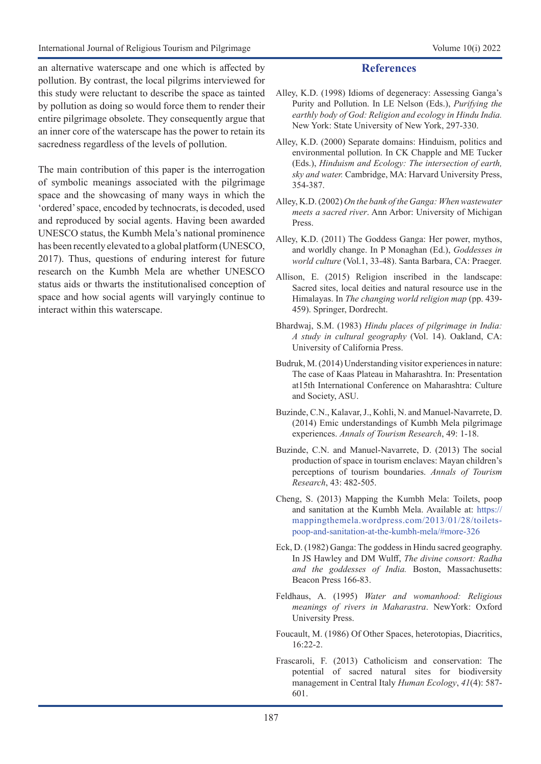an alternative waterscape and one which is affected by pollution. By contrast, the local pilgrims interviewed for this study were reluctant to describe the space as tainted by pollution as doing so would force them to render their entire pilgrimage obsolete. They consequently argue that an inner core of the waterscape has the power to retain its sacredness regardless of the levels of pollution.

The main contribution of this paper is the interrogation of symbolic meanings associated with the pilgrimage space and the showcasing of many ways in which the 'ordered' space, encoded by technocrats, is decoded, used and reproduced by social agents. Having been awarded UNESCO status, the Kumbh Mela's national prominence has been recently elevated to a global platform (UNESCO, 2017). Thus, questions of enduring interest for future research on the Kumbh Mela are whether UNESCO status aids or thwarts the institutionalised conception of space and how social agents will varyingly continue to interact within this waterscape.

## References

Alley, K.D. (1998) Idioms of degeneracy: Assessing Ganga's Purity and Pollution. In LE Nelson (Eds.), *Purifying the earthly body of God: Religion and ecology in Hindu India.* New York: State University of New York, 297-330.

Alley, K.D. (2000) Separate domains: Hinduism, politics and environmental pollution. In CK Chapple and ME Tucker (Eds.), *Hinduism and Ecology: The intersection of earth, sky and water.* Cambridge, MA: Harvard University Press, 354-387.

Alley, K.D. (2002) *On the bank of the Ganga: When wastewater meets a sacred river*. Ann Arbor: University of Michigan Press.

Alley, K.D. (2011) The Goddess Ganga: Her power, mythos, and worldly change. In P Monaghan (Ed.), *Goddesses in world culture* (Vol.1, 33-48). Santa Barbara, CA: Praeger.

Allison, E. (2015) Religion inscribed in the landscape: Sacred sites, local deities and natural resource use in the Himalayas. In *The changing world religion map* (pp. 439-459). Springer, Dordrecht.

Bhardwaj, S.M. (1983) *Hindu places of pilgrimage in India: A study in cultural geography* (Vol. 14). Oakland, CA: University of California Press.

Budruk, M. (2014) Understanding visitor experiences in nature: The case of Kaas Plateau in Maharashtra. In: Presentation at15th International Conference on Maharashtra: Culture and Society, ASU.

Buzinde, C.N., Kalavar, J., Kohli, N. and Manuel-Navarrete, D. (2014) Emic understandings of Kumbh Mela pilgrimage experiences. *Annals of Tourism Research*, 49: 1-18.

Buzinde, C.N. and Manuel-Navarrete, D. (2013) The social production of space in tourism enclaves: Mayan children's perceptions of tourism boundaries. *Annals of Tourism Research*, 43: 482-505.

Cheng, S. (2013) Mapping the Kumbh Mela: Toilets, poop and sanitation at the Kumbh Mela. Available at: https://mappingthemela.wordpress.com/2013/01/28/toilets-poop-and-sanitation-at-the-kumbh-mela/#more-326

Eck, D. (1982) Ganga: The goddess in Hindu sacred geography. In JS Hawley and DM Wulff, *The divine consort: Radha and the goddesses of India.* Boston, Massachusetts: Beacon Press 166-83.

Feldhaus, A. (1995) *Water and womanhood: Religious meanings of rivers in Maharastra*. NewYork: Oxford University Press.

Foucault, M. (1986) Of Other Spaces, heterotopias, Diacritics, 16:22-2.

Frascaroli, F. (2013) Catholicism and conservation: The potential of sacred natural sites for biodiversity management in Central Italy *Human Ecology*, *41*(4): 587-601.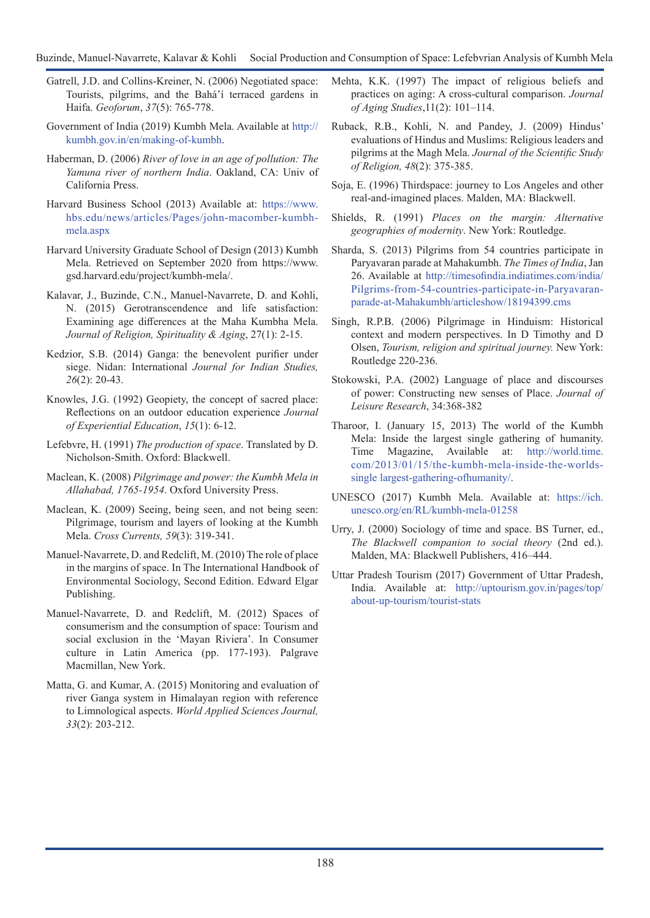Gatrell, J.D. and Collins-Kreiner, N. (2006) Negotiated space: Tourists, pilgrims, and the Bahá'í terraced gardens in Haifa. *Geoforum*, *37*(5): 765-778.

Government of India (2019) Kumbh Mela. Available at http://kumbh.gov.in/en/making-of-kumbh.

Haberman, D. (2006) *River of love in an age of pollution: The Yamuna river of northern India*. Oakland, CA: Univ of California Press.

Harvard Business School (2013) Available at: https://www.hbs.edu/news/articles/Pages/john-macomber-kumbh-mela.aspx

Harvard University Graduate School of Design (2013) Kumbh Mela. Retrieved on September 2020 from https://www.gsd.harvard.edu/project/kumbh-mela/.

Kalavar, J., Buzinde, C.N., Manuel-Navarrete, D. and Kohli, N. (2015) Gerotranscendence and life satisfaction: Examining age differences at the Maha Kumbha Mela. *Journal of Religion, Spirituality & Aging*, 27(1): 2-15.

Kedzior, S.B. (2014) Ganga: the benevolent purifier under siege. Nidan: International *Journal for Indian Studies, 26*(2): 20-43.

Knowles, J.G. (1992) Geopiety, the concept of sacred place: Reflections on an outdoor education experience *Journal of Experiential Education*, *15*(1): 6-12.

Lefebvre, H. (1991) *The production of space*. Translated by D. Nicholson-Smith. Oxford: Blackwell.

Maclean, K. (2008) *Pilgrimage and power: the Kumbh Mela in Allahabad, 1765-1954*. Oxford University Press.

Maclean, K. (2009) Seeing, being seen, and not being seen: Pilgrimage, tourism and layers of looking at the Kumbh Mela. *Cross Currents, 59*(3): 319-341.

Manuel-Navarrete, D. and Redclift, M. (2010) The role of place in the margins of space. In The International Handbook of Environmental Sociology, Second Edition. Edward Elgar Publishing.

Manuel-Navarrete, D. and Redclift, M. (2012) Spaces of consumerism and the consumption of space: Tourism and social exclusion in the 'Mayan Riviera'. In Consumer culture in Latin America (pp. 177-193). Palgrave Macmillan, New York.

Matta, G. and Kumar, A. (2015) Monitoring and evaluation of river Ganga system in Himalayan region with reference to Limnological aspects. *World Applied Sciences Journal, 33*(2): 203-212.

Mehta, K.K. (1997) The impact of religious beliefs and practices on aging: A cross-cultural comparison. *Journal of Aging Studies*,11(2): 101–114.

Ruback, R.B., Kohli, N. and Pandey, J. (2009) Hindus' evaluations of Hindus and Muslims: Religious leaders and pilgrims at the Magh Mela. *Journal of the Scientific Study of Religion, 48*(2): 375-385.

Soja, E. (1996) Thirdspace: journey to Los Angeles and other real-and-imagined places. Malden, MA: Blackwell.

Shields, R. (1991) *Places on the margin: Alternative geographies of modernity*. New York: Routledge.

Sharda, S. (2013) Pilgrims from 54 countries participate in Paryavaran parade at Mahakumbh. *The Times of India*, Jan 26. Available at http://timesofindia.indiatimes.com/india/Pilgrims-from-54-countries-participate-in-Paryavaran-parade-at-Mahakumbh/articleshow/18194399.cms

Singh, R.P.B. (2006) Pilgrimage in Hinduism: Historical context and modern perspectives. In D Timothy and D Olsen, *Tourism, religion and spiritual journey.* New York: Routledge 220-236.

Stokowski, P.A. (2002) Language of place and discourses of power: Constructing new senses of Place. *Journal of Leisure Research*, 34:368-382

Tharoor, I. (January 15, 2013) The world of the Kumbh Mela: Inside the largest single gathering of humanity. Time Magazine, Available at: http://world.time.com/2013/01/15/the-kumbh-mela-inside-the-worlds-single largest-gathering-ofhumanity/.

UNESCO (2017) Kumbh Mela. Available at: https://ich.unesco.org/en/RL/kumbh-mela-01258

Urry, J. (2000) Sociology of time and space. BS Turner, ed., *The Blackwell companion to social theory* (2nd ed.). Malden, MA: Blackwell Publishers, 416–444.

Uttar Pradesh Tourism (2017) Government of Uttar Pradesh, India. Available at: http://uptourism.gov.in/pages/top/about-up-tourism/tourist-stats